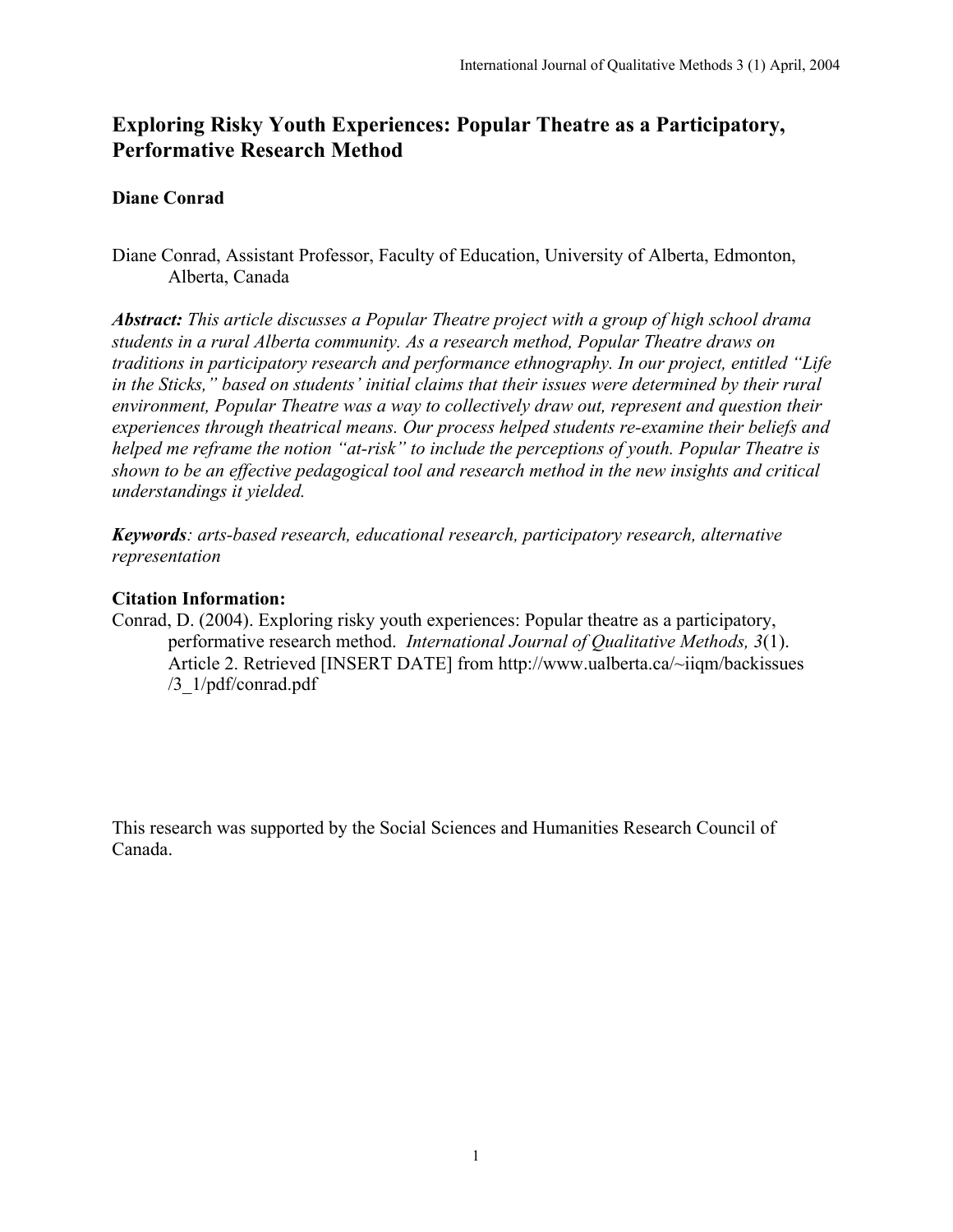# Exploring Risky Youth Experiences: Popular Theatre as a Participatory, Performative Research Method

**Diane Conrad**

Diane Conrad, Assistant Professor, Faculty of Education, University of Alberta, Edmonton, Alberta, Canada

***Abstract:*** *This article discusses a Popular Theatre project with a group of high school drama students in a rural Alberta community. As a research method, Popular Theatre draws on traditions in participatory research and performance ethnography. In our project, entitled "Life in the Sticks," based on students' initial claims that their issues were determined by their rural environment, Popular Theatre was a way to collectively draw out, represent and question their experiences through theatrical means. Our process helped students re-examine their beliefs and helped me reframe the notion "at-risk" to include the perceptions of youth. Popular Theatre is shown to be an effective pedagogical tool and research method in the new insights and critical understandings it yielded.*

***Keywords****: arts-based research, educational research, participatory research, alternative representation*

**Citation Information:**

Conrad, D. (2004). Exploring risky youth experiences: Popular theatre as a participatory, performative research method. *International Journal of Qualitative Methods, 3*(1). Article 2. Retrieved [INSERT DATE] from http://www.ualberta.ca/~iiqm/backissues/3_1/pdf/conrad.pdf

This research was supported by the Social Sciences and Humanities Research Council of Canada.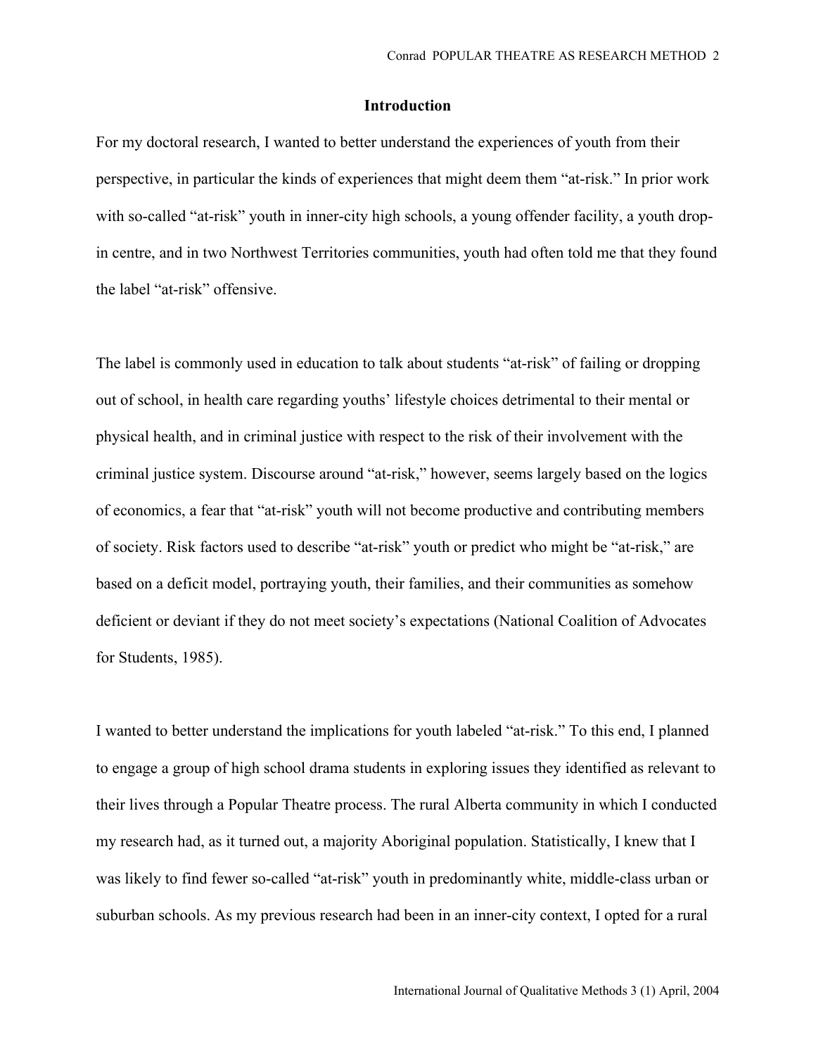## Introduction

For my doctoral research, I wanted to better understand the experiences of youth from their perspective, in particular the kinds of experiences that might deem them "at-risk." In prior work with so-called "at-risk" youth in inner-city high schools, a young offender facility, a youth drop-in centre, and in two Northwest Territories communities, youth had often told me that they found the label "at-risk" offensive.

The label is commonly used in education to talk about students "at-risk" of failing or dropping out of school, in health care regarding youths' lifestyle choices detrimental to their mental or physical health, and in criminal justice with respect to the risk of their involvement with the criminal justice system. Discourse around "at-risk," however, seems largely based on the logics of economics, a fear that "at-risk" youth will not become productive and contributing members of society. Risk factors used to describe "at-risk" youth or predict who might be "at-risk," are based on a deficit model, portraying youth, their families, and their communities as somehow deficient or deviant if they do not meet society's expectations (National Coalition of Advocates for Students, 1985).

I wanted to better understand the implications for youth labeled "at-risk." To this end, I planned to engage a group of high school drama students in exploring issues they identified as relevant to their lives through a Popular Theatre process. The rural Alberta community in which I conducted my research had, as it turned out, a majority Aboriginal population. Statistically, I knew that I was likely to find fewer so-called "at-risk" youth in predominantly white, middle-class urban or suburban schools. As my previous research had been in an inner-city context, I opted for a rural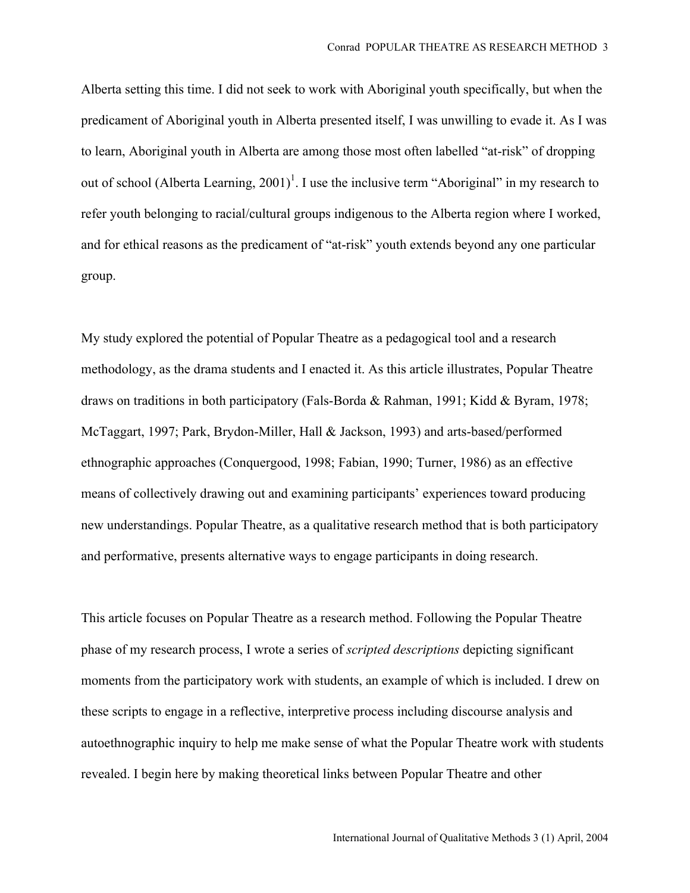Alberta setting this time. I did not seek to work with Aboriginal youth specifically, but when the predicament of Aboriginal youth in Alberta presented itself, I was unwilling to evade it. As I was to learn, Aboriginal youth in Alberta are among those most often labelled "at-risk" of dropping out of school (Alberta Learning, 2001)[1]. I use the inclusive term "Aboriginal" in my research to refer youth belonging to racial/cultural groups indigenous to the Alberta region where I worked, and for ethical reasons as the predicament of "at-risk" youth extends beyond any one particular group.

My study explored the potential of Popular Theatre as a pedagogical tool and a research methodology, as the drama students and I enacted it. As this article illustrates, Popular Theatre draws on traditions in both participatory (Fals-Borda & Rahman, 1991; Kidd & Byram, 1978; McTaggart, 1997; Park, Brydon-Miller, Hall & Jackson, 1993) and arts-based/performed ethnographic approaches (Conquergood, 1998; Fabian, 1990; Turner, 1986) as an effective means of collectively drawing out and examining participants' experiences toward producing new understandings. Popular Theatre, as a qualitative research method that is both participatory and performative, presents alternative ways to engage participants in doing research.

This article focuses on Popular Theatre as a research method. Following the Popular Theatre phase of my research process, I wrote a series of *scripted descriptions* depicting significant moments from the participatory work with students, an example of which is included. I drew on these scripts to engage in a reflective, interpretive process including discourse analysis and autoethnographic inquiry to help me make sense of what the Popular Theatre work with students revealed. I begin here by making theoretical links between Popular Theatre and other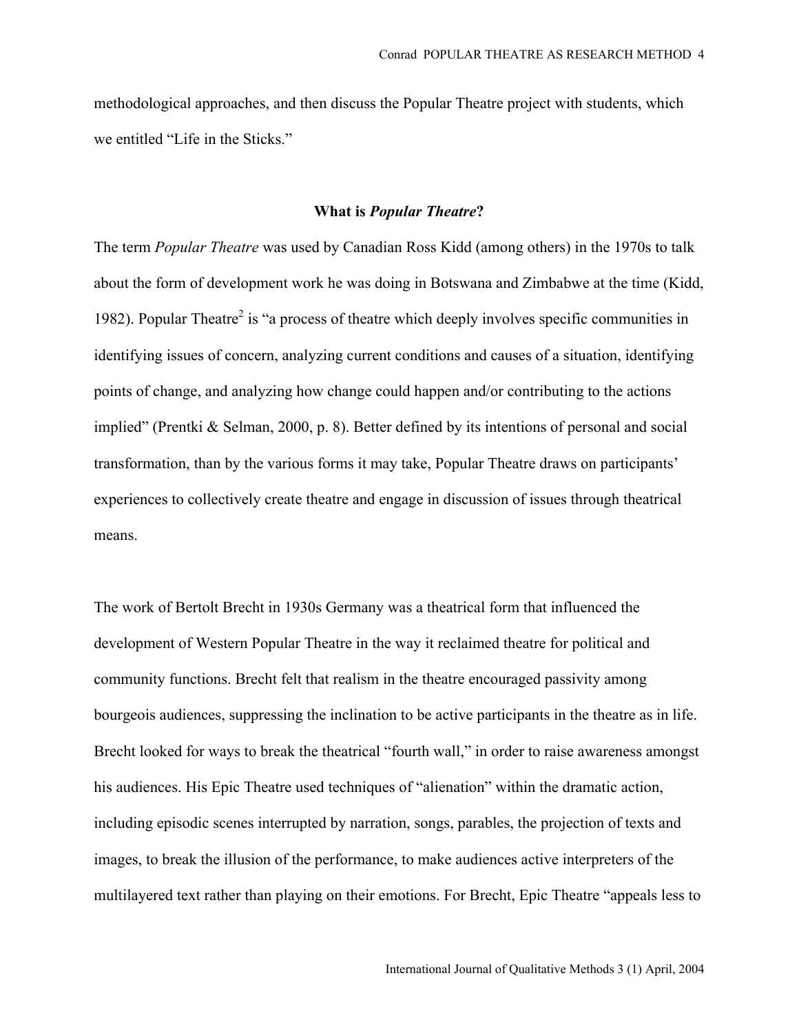methodological approaches, and then discuss the Popular Theatre project with students, which we entitled "Life in the Sticks."

## What is *Popular Theatre*?

The term *Popular Theatre* was used by Canadian Ross Kidd (among others) in the 1970s to talk about the form of development work he was doing in Botswana and Zimbabwe at the time (Kidd, 1982). Popular Theatre[2] is "a process of theatre which deeply involves specific communities in identifying issues of concern, analyzing current conditions and causes of a situation, identifying points of change, and analyzing how change could happen and/or contributing to the actions implied" (Prentki & Selman, 2000, p. 8). Better defined by its intentions of personal and social transformation, than by the various forms it may take, Popular Theatre draws on participants' experiences to collectively create theatre and engage in discussion of issues through theatrical means.

The work of Bertolt Brecht in 1930s Germany was a theatrical form that influenced the development of Western Popular Theatre in the way it reclaimed theatre for political and community functions. Brecht felt that realism in the theatre encouraged passivity among bourgeois audiences, suppressing the inclination to be active participants in the theatre as in life. Brecht looked for ways to break the theatrical "fourth wall," in order to raise awareness amongst his audiences. His Epic Theatre used techniques of "alienation" within the dramatic action, including episodic scenes interrupted by narration, songs, parables, the projection of texts and images, to break the illusion of the performance, to make audiences active interpreters of the multilayered text rather than playing on their emotions. For Brecht, Epic Theatre "appeals less to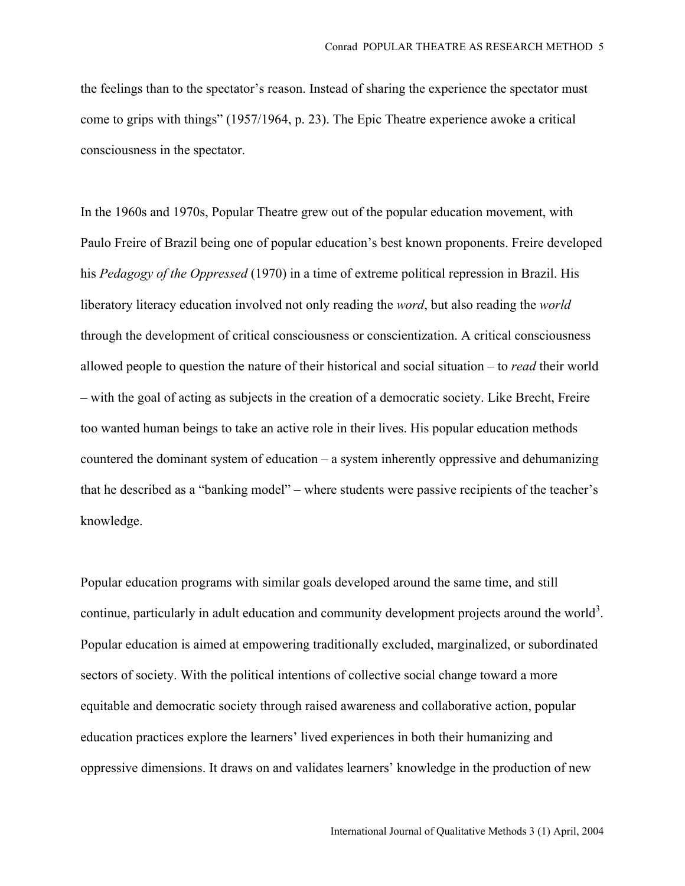the feelings than to the spectator's reason. Instead of sharing the experience the spectator must come to grips with things" (1957/1964, p. 23). The Epic Theatre experience awoke a critical consciousness in the spectator.

In the 1960s and 1970s, Popular Theatre grew out of the popular education movement, with Paulo Freire of Brazil being one of popular education's best known proponents. Freire developed his *Pedagogy of the Oppressed* (1970) in a time of extreme political repression in Brazil. His liberatory literacy education involved not only reading the *word*, but also reading the *world* through the development of critical consciousness or conscientization. A critical consciousness allowed people to question the nature of their historical and social situation – to *read* their world – with the goal of acting as subjects in the creation of a democratic society. Like Brecht, Freire too wanted human beings to take an active role in their lives. His popular education methods countered the dominant system of education – a system inherently oppressive and dehumanizing that he described as a "banking model" – where students were passive recipients of the teacher's knowledge.

Popular education programs with similar goals developed around the same time, and still continue, particularly in adult education and community development projects around the world[3]. Popular education is aimed at empowering traditionally excluded, marginalized, or subordinated sectors of society. With the political intentions of collective social change toward a more equitable and democratic society through raised awareness and collaborative action, popular education practices explore the learners' lived experiences in both their humanizing and oppressive dimensions. It draws on and validates learners' knowledge in the production of new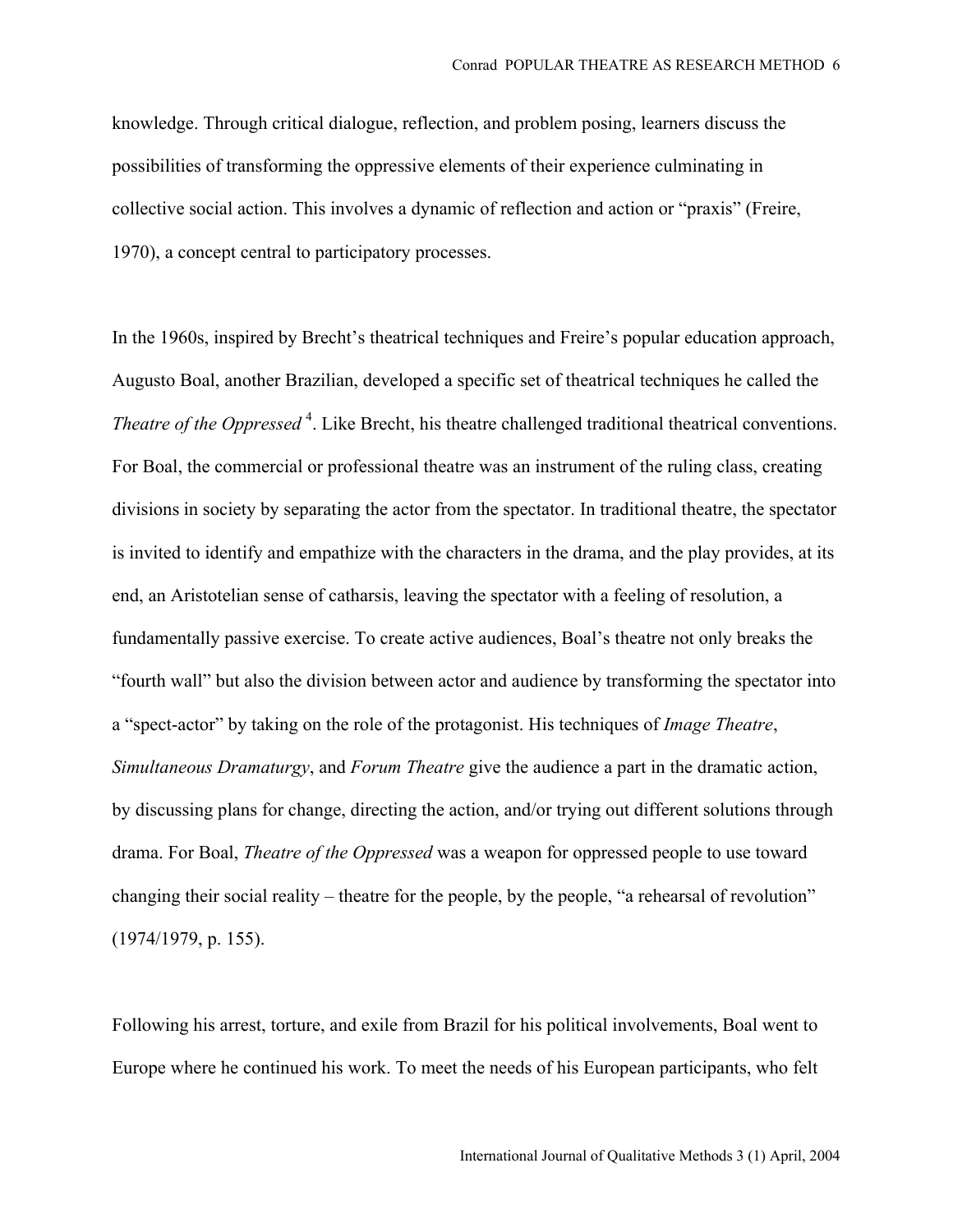knowledge. Through critical dialogue, reflection, and problem posing, learners discuss the possibilities of transforming the oppressive elements of their experience culminating in collective social action. This involves a dynamic of reflection and action or "praxis" (Freire, 1970), a concept central to participatory processes.

In the 1960s, inspired by Brecht's theatrical techniques and Freire's popular education approach, Augusto Boal, another Brazilian, developed a specific set of theatrical techniques he called the *Theatre of the Oppressed* [4]. Like Brecht, his theatre challenged traditional theatrical conventions. For Boal, the commercial or professional theatre was an instrument of the ruling class, creating divisions in society by separating the actor from the spectator. In traditional theatre, the spectator is invited to identify and empathize with the characters in the drama, and the play provides, at its end, an Aristotelian sense of catharsis, leaving the spectator with a feeling of resolution, a fundamentally passive exercise. To create active audiences, Boal's theatre not only breaks the "fourth wall" but also the division between actor and audience by transforming the spectator into a "spect-actor" by taking on the role of the protagonist. His techniques of *Image Theatre*, *Simultaneous Dramaturgy*, and *Forum Theatre* give the audience a part in the dramatic action, by discussing plans for change, directing the action, and/or trying out different solutions through drama. For Boal, *Theatre of the Oppressed* was a weapon for oppressed people to use toward changing their social reality – theatre for the people, by the people, "a rehearsal of revolution" (1974/1979, p. 155).

Following his arrest, torture, and exile from Brazil for his political involvements, Boal went to Europe where he continued his work. To meet the needs of his European participants, who felt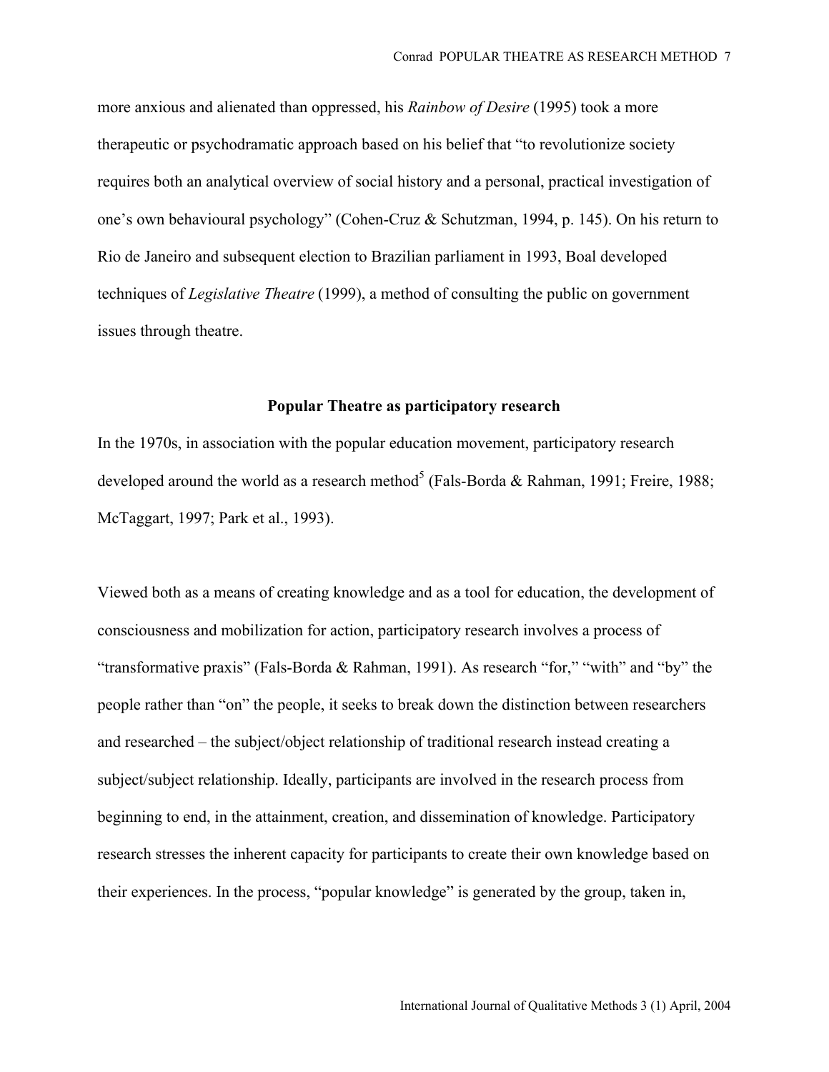more anxious and alienated than oppressed, his *Rainbow of Desire* (1995) took a more therapeutic or psychodramatic approach based on his belief that "to revolutionize society requires both an analytical overview of social history and a personal, practical investigation of one's own behavioural psychology" (Cohen-Cruz & Schutzman, 1994, p. 145). On his return to Rio de Janeiro and subsequent election to Brazilian parliament in 1993, Boal developed techniques of *Legislative Theatre* (1999), a method of consulting the public on government issues through theatre.

## Popular Theatre as participatory research

In the 1970s, in association with the popular education movement, participatory research developed around the world as a research method[5] (Fals-Borda & Rahman, 1991; Freire, 1988; McTaggart, 1997; Park et al., 1993).

Viewed both as a means of creating knowledge and as a tool for education, the development of consciousness and mobilization for action, participatory research involves a process of "transformative praxis" (Fals-Borda & Rahman, 1991). As research "for," "with" and "by" the people rather than "on" the people, it seeks to break down the distinction between researchers and researched – the subject/object relationship of traditional research instead creating a subject/subject relationship. Ideally, participants are involved in the research process from beginning to end, in the attainment, creation, and dissemination of knowledge. Participatory research stresses the inherent capacity for participants to create their own knowledge based on their experiences. In the process, "popular knowledge" is generated by the group, taken in,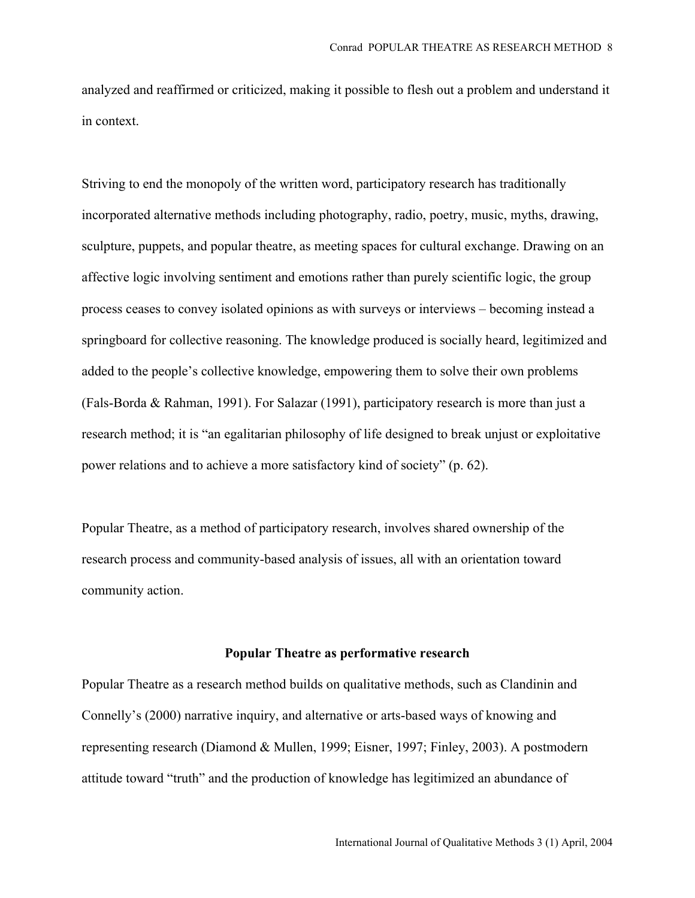analyzed and reaffirmed or criticized, making it possible to flesh out a problem and understand it in context.

Striving to end the monopoly of the written word, participatory research has traditionally incorporated alternative methods including photography, radio, poetry, music, myths, drawing, sculpture, puppets, and popular theatre, as meeting spaces for cultural exchange. Drawing on an affective logic involving sentiment and emotions rather than purely scientific logic, the group process ceases to convey isolated opinions as with surveys or interviews – becoming instead a springboard for collective reasoning. The knowledge produced is socially heard, legitimized and added to the people's collective knowledge, empowering them to solve their own problems (Fals-Borda & Rahman, 1991). For Salazar (1991), participatory research is more than just a research method; it is "an egalitarian philosophy of life designed to break unjust or exploitative power relations and to achieve a more satisfactory kind of society" (p. 62).

Popular Theatre, as a method of participatory research, involves shared ownership of the research process and community-based analysis of issues, all with an orientation toward community action.

## Popular Theatre as performative research

Popular Theatre as a research method builds on qualitative methods, such as Clandinin and Connelly's (2000) narrative inquiry, and alternative or arts-based ways of knowing and representing research (Diamond & Mullen, 1999; Eisner, 1997; Finley, 2003). A postmodern attitude toward "truth" and the production of knowledge has legitimized an abundance of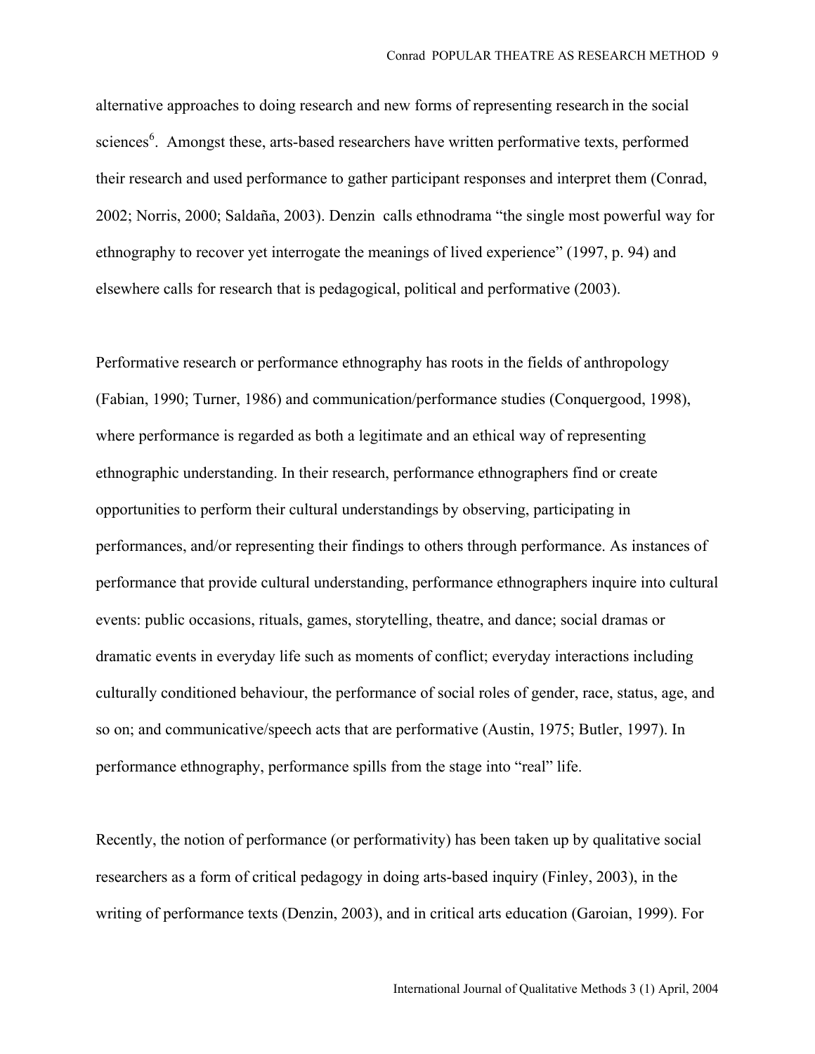alternative approaches to doing research and new forms of representing research in the social sciences[6]. Amongst these, arts-based researchers have written performative texts, performed their research and used performance to gather participant responses and interpret them (Conrad, 2002; Norris, 2000; Saldaña, 2003). Denzin calls ethnodrama "the single most powerful way for ethnography to recover yet interrogate the meanings of lived experience" (1997, p. 94) and elsewhere calls for research that is pedagogical, political and performative (2003).

Performative research or performance ethnography has roots in the fields of anthropology (Fabian, 1990; Turner, 1986) and communication/performance studies (Conquergood, 1998), where performance is regarded as both a legitimate and an ethical way of representing ethnographic understanding. In their research, performance ethnographers find or create opportunities to perform their cultural understandings by observing, participating in performances, and/or representing their findings to others through performance. As instances of performance that provide cultural understanding, performance ethnographers inquire into cultural events: public occasions, rituals, games, storytelling, theatre, and dance; social dramas or dramatic events in everyday life such as moments of conflict; everyday interactions including culturally conditioned behaviour, the performance of social roles of gender, race, status, age, and so on; and communicative/speech acts that are performative (Austin, 1975; Butler, 1997). In performance ethnography, performance spills from the stage into "real" life.

Recently, the notion of performance (or performativity) has been taken up by qualitative social researchers as a form of critical pedagogy in doing arts-based inquiry (Finley, 2003), in the writing of performance texts (Denzin, 2003), and in critical arts education (Garoian, 1999). For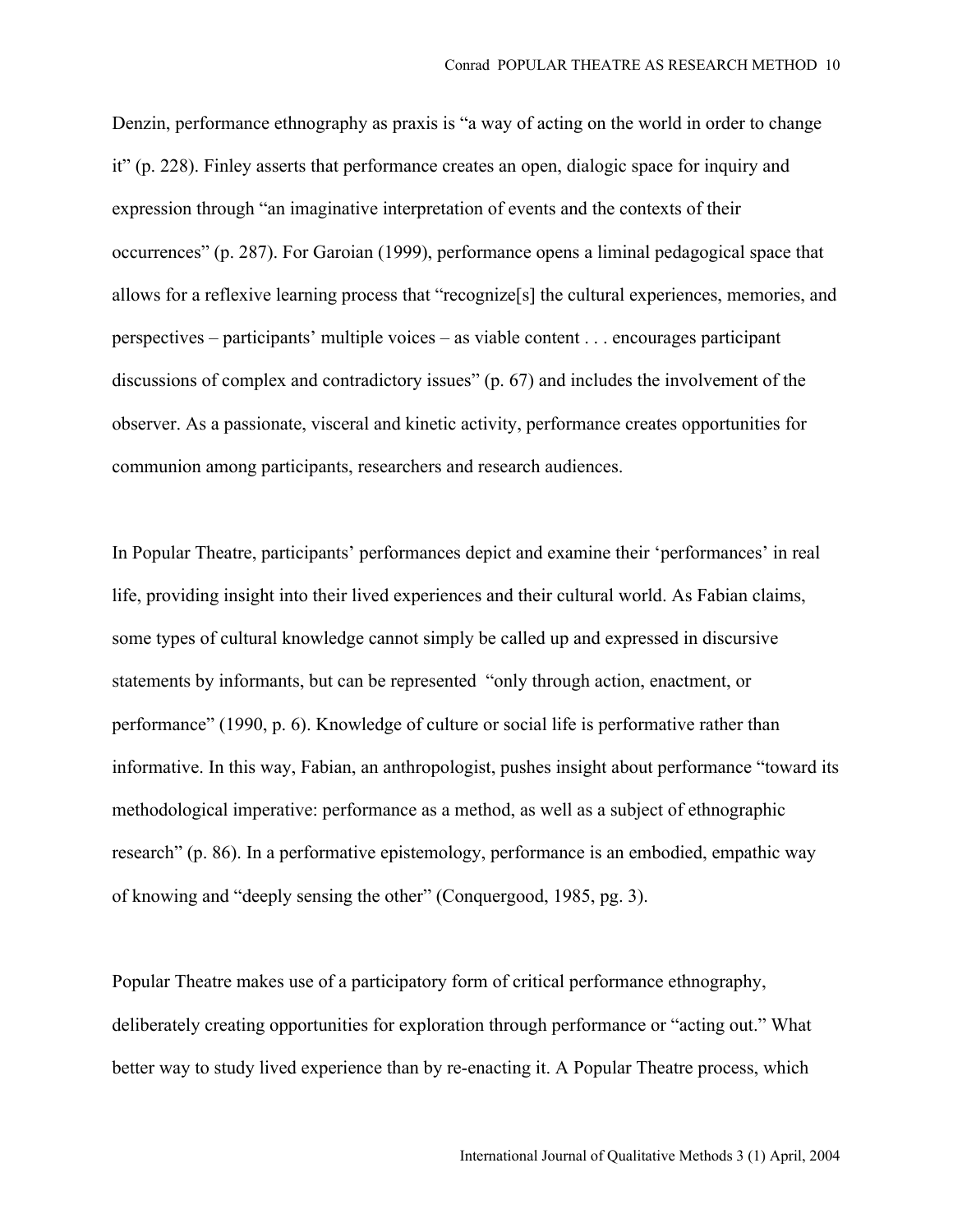Denzin, performance ethnography as praxis is "a way of acting on the world in order to change it" (p. 228). Finley asserts that performance creates an open, dialogic space for inquiry and expression through "an imaginative interpretation of events and the contexts of their occurrences" (p. 287). For Garoian (1999), performance opens a liminal pedagogical space that allows for a reflexive learning process that "recognize[s] the cultural experiences, memories, and perspectives – participants' multiple voices – as viable content . . . encourages participant discussions of complex and contradictory issues" (p. 67) and includes the involvement of the observer. As a passionate, visceral and kinetic activity, performance creates opportunities for communion among participants, researchers and research audiences.

In Popular Theatre, participants' performances depict and examine their 'performances' in real life, providing insight into their lived experiences and their cultural world. As Fabian claims, some types of cultural knowledge cannot simply be called up and expressed in discursive statements by informants, but can be represented "only through action, enactment, or performance" (1990, p. 6). Knowledge of culture or social life is performative rather than informative. In this way, Fabian, an anthropologist, pushes insight about performance "toward its methodological imperative: performance as a method, as well as a subject of ethnographic research" (p. 86). In a performative epistemology, performance is an embodied, empathic way of knowing and "deeply sensing the other" (Conquergood, 1985, pg. 3).

Popular Theatre makes use of a participatory form of critical performance ethnography, deliberately creating opportunities for exploration through performance or "acting out." What better way to study lived experience than by re-enacting it. A Popular Theatre process, which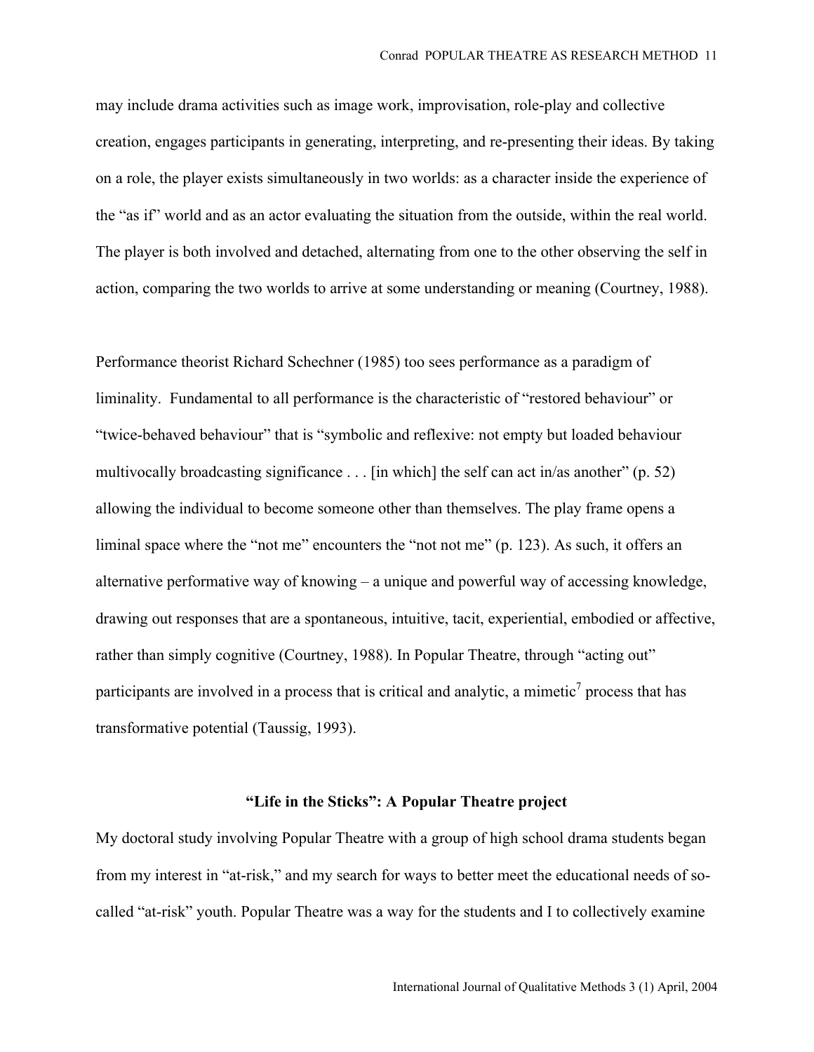may include drama activities such as image work, improvisation, role-play and collective creation, engages participants in generating, interpreting, and re-presenting their ideas. By taking on a role, the player exists simultaneously in two worlds: as a character inside the experience of the "as if" world and as an actor evaluating the situation from the outside, within the real world. The player is both involved and detached, alternating from one to the other observing the self in action, comparing the two worlds to arrive at some understanding or meaning (Courtney, 1988).

Performance theorist Richard Schechner (1985) too sees performance as a paradigm of liminality. Fundamental to all performance is the characteristic of "restored behaviour" or "twice-behaved behaviour" that is "symbolic and reflexive: not empty but loaded behaviour multivocally broadcasting significance . . . [in which] the self can act in/as another" (p. 52) allowing the individual to become someone other than themselves. The play frame opens a liminal space where the "not me" encounters the "not not me" (p. 123). As such, it offers an alternative performative way of knowing – a unique and powerful way of accessing knowledge, drawing out responses that are a spontaneous, intuitive, tacit, experiential, embodied or affective, rather than simply cognitive (Courtney, 1988). In Popular Theatre, through "acting out" participants are involved in a process that is critical and analytic, a mimetic[7] process that has transformative potential (Taussig, 1993).

### "Life in the Sticks": A Popular Theatre project

My doctoral study involving Popular Theatre with a group of high school drama students began from my interest in "at-risk," and my search for ways to better meet the educational needs of so-called "at-risk" youth. Popular Theatre was a way for the students and I to collectively examine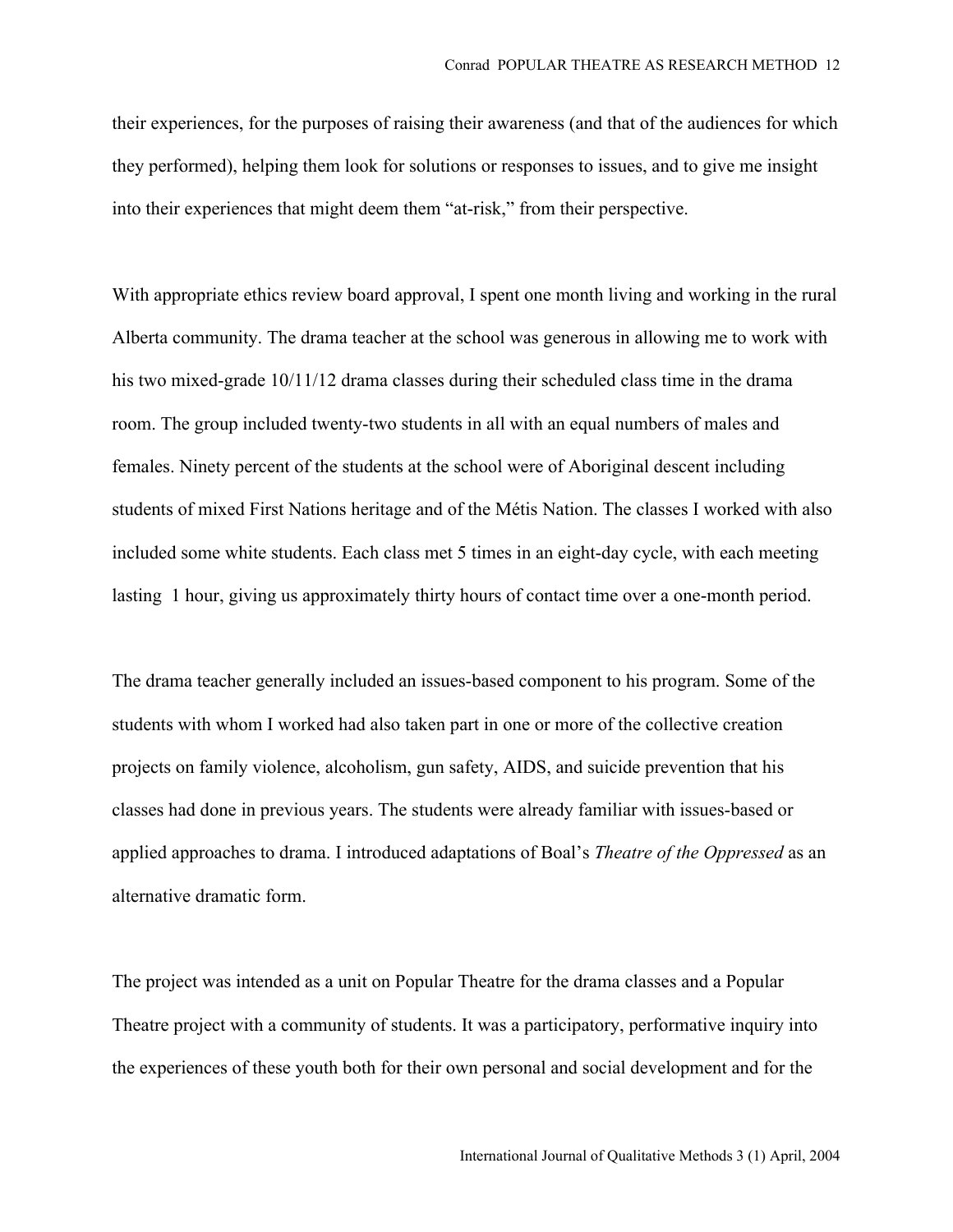their experiences, for the purposes of raising their awareness (and that of the audiences for which they performed), helping them look for solutions or responses to issues, and to give me insight into their experiences that might deem them "at-risk," from their perspective.

With appropriate ethics review board approval, I spent one month living and working in the rural Alberta community. The drama teacher at the school was generous in allowing me to work with his two mixed-grade 10/11/12 drama classes during their scheduled class time in the drama room. The group included twenty-two students in all with an equal numbers of males and females. Ninety percent of the students at the school were of Aboriginal descent including students of mixed First Nations heritage and of the Métis Nation. The classes I worked with also included some white students. Each class met 5 times in an eight-day cycle, with each meeting lasting 1 hour, giving us approximately thirty hours of contact time over a one-month period.

The drama teacher generally included an issues-based component to his program. Some of the students with whom I worked had also taken part in one or more of the collective creation projects on family violence, alcoholism, gun safety, AIDS, and suicide prevention that his classes had done in previous years. The students were already familiar with issues-based or applied approaches to drama. I introduced adaptations of Boal's *Theatre of the Oppressed* as an alternative dramatic form.

The project was intended as a unit on Popular Theatre for the drama classes and a Popular Theatre project with a community of students. It was a participatory, performative inquiry into the experiences of these youth both for their own personal and social development and for the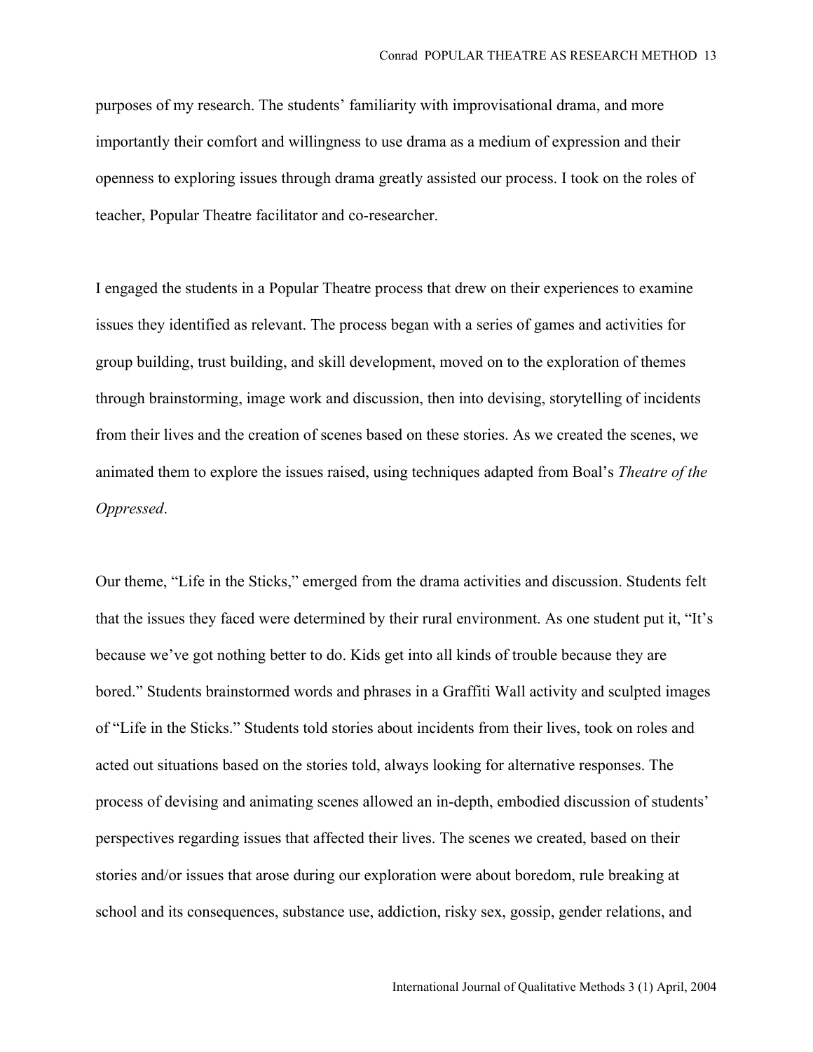purposes of my research. The students' familiarity with improvisational drama, and more importantly their comfort and willingness to use drama as a medium of expression and their openness to exploring issues through drama greatly assisted our process. I took on the roles of teacher, Popular Theatre facilitator and co-researcher.

I engaged the students in a Popular Theatre process that drew on their experiences to examine issues they identified as relevant. The process began with a series of games and activities for group building, trust building, and skill development, moved on to the exploration of themes through brainstorming, image work and discussion, then into devising, storytelling of incidents from their lives and the creation of scenes based on these stories. As we created the scenes, we animated them to explore the issues raised, using techniques adapted from Boal's *Theatre of the Oppressed*.

Our theme, "Life in the Sticks," emerged from the drama activities and discussion. Students felt that the issues they faced were determined by their rural environment. As one student put it, "It's because we've got nothing better to do. Kids get into all kinds of trouble because they are bored." Students brainstormed words and phrases in a Graffiti Wall activity and sculpted images of "Life in the Sticks." Students told stories about incidents from their lives, took on roles and acted out situations based on the stories told, always looking for alternative responses. The process of devising and animating scenes allowed an in-depth, embodied discussion of students' perspectives regarding issues that affected their lives. The scenes we created, based on their stories and/or issues that arose during our exploration were about boredom, rule breaking at school and its consequences, substance use, addiction, risky sex, gossip, gender relations, and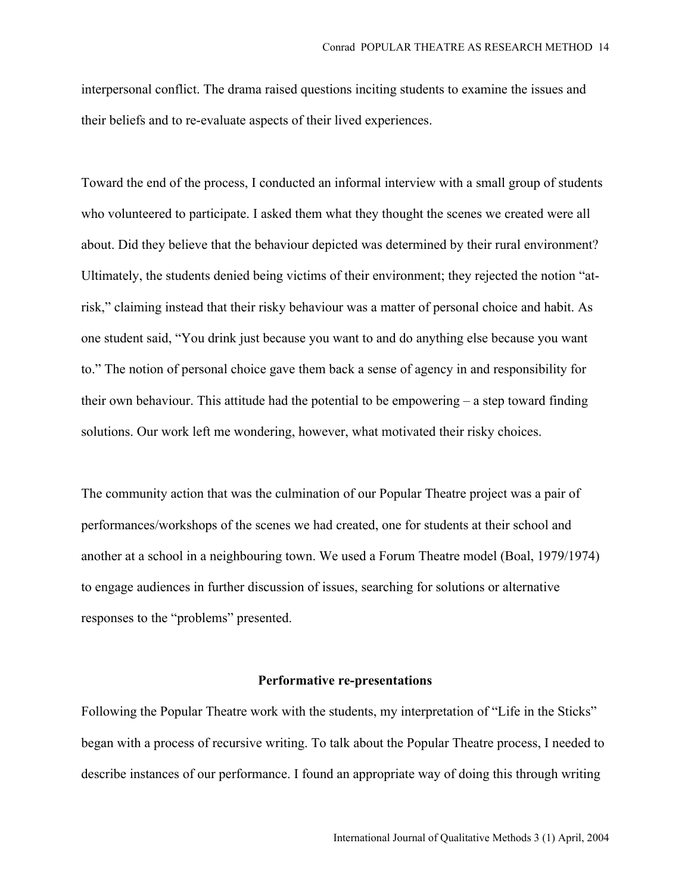interpersonal conflict. The drama raised questions inciting students to examine the issues and their beliefs and to re-evaluate aspects of their lived experiences.

Toward the end of the process, I conducted an informal interview with a small group of students who volunteered to participate. I asked them what they thought the scenes we created were all about. Did they believe that the behaviour depicted was determined by their rural environment? Ultimately, the students denied being victims of their environment; they rejected the notion "at-risk," claiming instead that their risky behaviour was a matter of personal choice and habit. As one student said, "You drink just because you want to and do anything else because you want to." The notion of personal choice gave them back a sense of agency in and responsibility for their own behaviour. This attitude had the potential to be empowering – a step toward finding solutions. Our work left me wondering, however, what motivated their risky choices.

The community action that was the culmination of our Popular Theatre project was a pair of performances/workshops of the scenes we had created, one for students at their school and another at a school in a neighbouring town. We used a Forum Theatre model (Boal, 1979/1974) to engage audiences in further discussion of issues, searching for solutions or alternative responses to the "problems" presented.

### Performative re-presentations

Following the Popular Theatre work with the students, my interpretation of "Life in the Sticks" began with a process of recursive writing. To talk about the Popular Theatre process, I needed to describe instances of our performance. I found an appropriate way of doing this through writing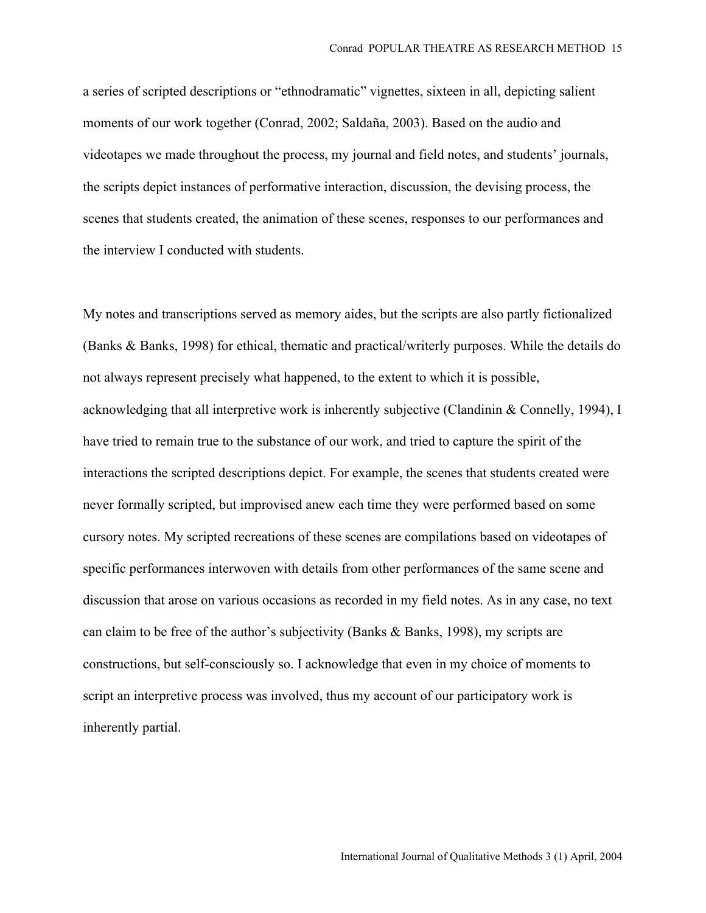a series of scripted descriptions or "ethnodramatic" vignettes, sixteen in all, depicting salient moments of our work together (Conrad, 2002; Saldaña, 2003). Based on the audio and videotapes we made throughout the process, my journal and field notes, and students' journals, the scripts depict instances of performative interaction, discussion, the devising process, the scenes that students created, the animation of these scenes, responses to our performances and the interview I conducted with students.

My notes and transcriptions served as memory aides, but the scripts are also partly fictionalized (Banks & Banks, 1998) for ethical, thematic and practical/writerly purposes. While the details do not always represent precisely what happened, to the extent to which it is possible, acknowledging that all interpretive work is inherently subjective (Clandinin & Connelly, 1994), I have tried to remain true to the substance of our work, and tried to capture the spirit of the interactions the scripted descriptions depict. For example, the scenes that students created were never formally scripted, but improvised anew each time they were performed based on some cursory notes. My scripted recreations of these scenes are compilations based on videotapes of specific performances interwoven with details from other performances of the same scene and discussion that arose on various occasions as recorded in my field notes. As in any case, no text can claim to be free of the author's subjectivity (Banks & Banks, 1998), my scripts are constructions, but self-consciously so. I acknowledge that even in my choice of moments to script an interpretive process was involved, thus my account of our participatory work is inherently partial.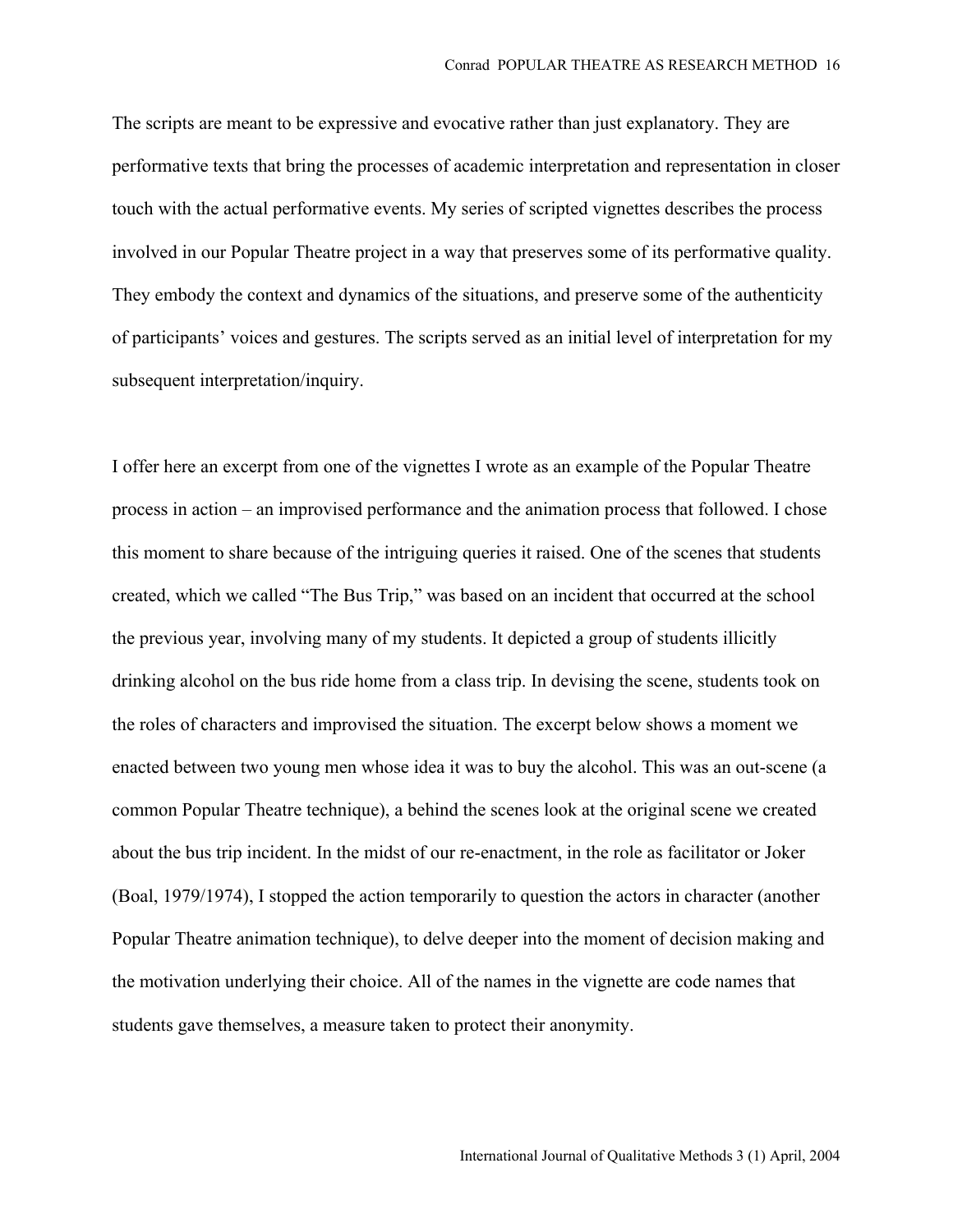The scripts are meant to be expressive and evocative rather than just explanatory. They are performative texts that bring the processes of academic interpretation and representation in closer touch with the actual performative events. My series of scripted vignettes describes the process involved in our Popular Theatre project in a way that preserves some of its performative quality. They embody the context and dynamics of the situations, and preserve some of the authenticity of participants' voices and gestures. The scripts served as an initial level of interpretation for my subsequent interpretation/inquiry.

I offer here an excerpt from one of the vignettes I wrote as an example of the Popular Theatre process in action – an improvised performance and the animation process that followed. I chose this moment to share because of the intriguing queries it raised. One of the scenes that students created, which we called "The Bus Trip," was based on an incident that occurred at the school the previous year, involving many of my students. It depicted a group of students illicitly drinking alcohol on the bus ride home from a class trip. In devising the scene, students took on the roles of characters and improvised the situation. The excerpt below shows a moment we enacted between two young men whose idea it was to buy the alcohol. This was an out-scene (a common Popular Theatre technique), a behind the scenes look at the original scene we created about the bus trip incident. In the midst of our re-enactment, in the role as facilitator or Joker (Boal, 1979/1974), I stopped the action temporarily to question the actors in character (another Popular Theatre animation technique), to delve deeper into the moment of decision making and the motivation underlying their choice. All of the names in the vignette are code names that students gave themselves, a measure taken to protect their anonymity.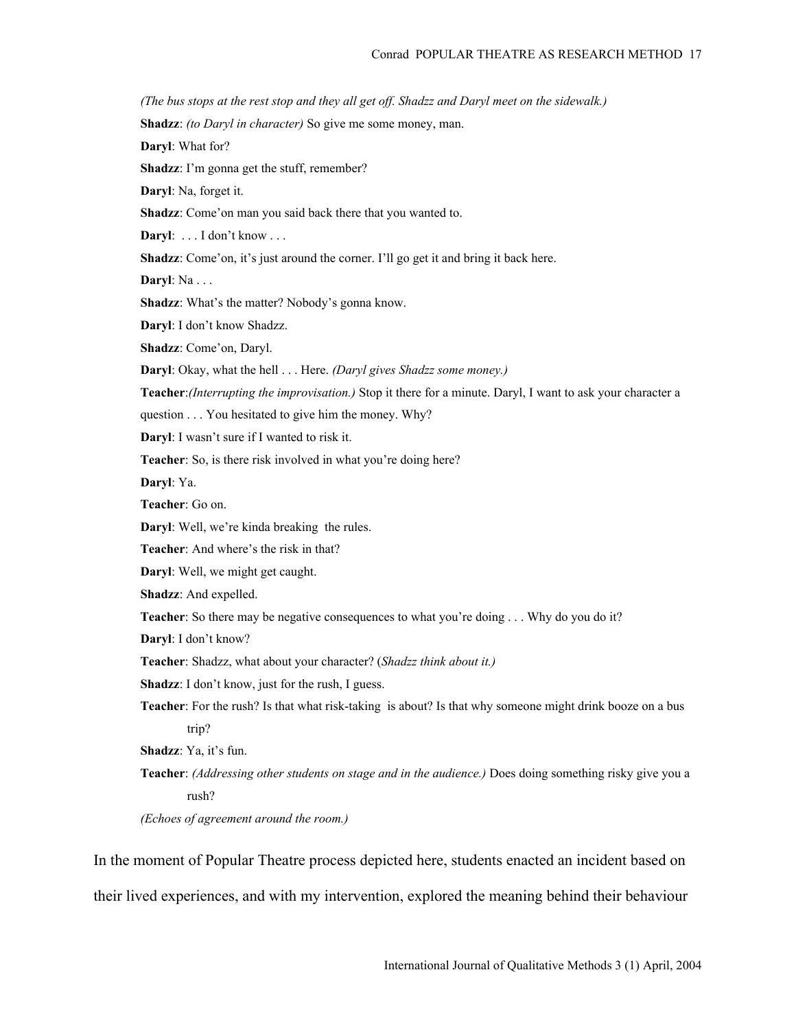*(The bus stops at the rest stop and they all get off. Shadzz and Daryl meet on the sidewalk.)*

**Shadzz**: *(to Daryl in character)* So give me some money, man.

**Daryl**: What for?

**Shadzz**: I'm gonna get the stuff, remember?

**Daryl**: Na, forget it.

**Shadzz**: Come'on man you said back there that you wanted to.

**Daryl**: . . . I don't know . . .

**Shadzz**: Come'on, it's just around the corner. I'll go get it and bring it back here.

**Daryl**: Na . . .

**Shadzz**: What's the matter? Nobody's gonna know.

**Daryl**: I don't know Shadzz.

**Shadzz**: Come'on, Daryl.

**Daryl**: Okay, what the hell . . . Here. *(Daryl gives Shadzz some money.)*

**Teacher**:*(Interrupting the improvisation.)* Stop it there for a minute. Daryl, I want to ask your character a question . . . You hesitated to give him the money. Why?

**Daryl**: I wasn't sure if I wanted to risk it.

**Teacher**: So, is there risk involved in what you're doing here?

**Daryl**: Ya.

**Teacher**: Go on.

**Daryl**: Well, we're kinda breaking the rules.

**Teacher**: And where's the risk in that?

**Daryl**: Well, we might get caught.

**Shadzz**: And expelled.

**Teacher**: So there may be negative consequences to what you're doing . . . Why do you do it?

**Daryl**: I don't know?

**Teacher**: Shadzz, what about your character? (*Shadzz think about it.)*

**Shadzz**: I don't know, just for the rush, I guess.

**Teacher**: For the rush? Is that what risk-taking is about? Is that why someone might drink booze on a bus trip?

**Shadzz**: Ya, it's fun.

**Teacher**: *(Addressing other students on stage and in the audience.)* Does doing something risky give you a rush?

*(Echoes of agreement around the room.)*

In the moment of Popular Theatre process depicted here, students enacted an incident based on their lived experiences, and with my intervention, explored the meaning behind their behaviour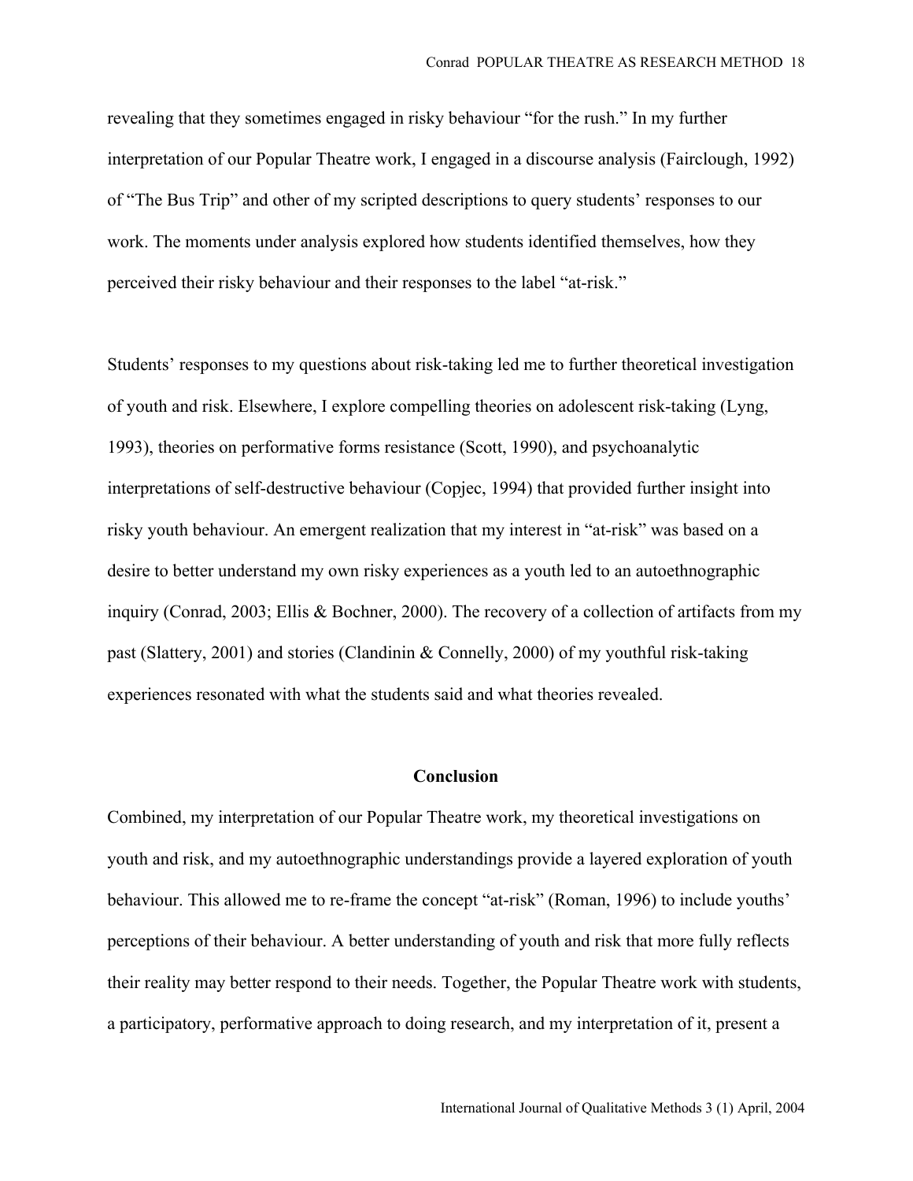revealing that they sometimes engaged in risky behaviour "for the rush." In my further interpretation of our Popular Theatre work, I engaged in a discourse analysis (Fairclough, 1992) of "The Bus Trip" and other of my scripted descriptions to query students' responses to our work. The moments under analysis explored how students identified themselves, how they perceived their risky behaviour and their responses to the label "at-risk."

Students' responses to my questions about risk-taking led me to further theoretical investigation of youth and risk. Elsewhere, I explore compelling theories on adolescent risk-taking (Lyng, 1993), theories on performative forms resistance (Scott, 1990), and psychoanalytic interpretations of self-destructive behaviour (Copjec, 1994) that provided further insight into risky youth behaviour. An emergent realization that my interest in "at-risk" was based on a desire to better understand my own risky experiences as a youth led to an autoethnographic inquiry (Conrad, 2003; Ellis & Bochner, 2000). The recovery of a collection of artifacts from my past (Slattery, 2001) and stories (Clandinin & Connelly, 2000) of my youthful risk-taking experiences resonated with what the students said and what theories revealed.

## Conclusion

Combined, my interpretation of our Popular Theatre work, my theoretical investigations on youth and risk, and my autoethnographic understandings provide a layered exploration of youth behaviour. This allowed me to re-frame the concept "at-risk" (Roman, 1996) to include youths' perceptions of their behaviour. A better understanding of youth and risk that more fully reflects their reality may better respond to their needs. Together, the Popular Theatre work with students, a participatory, performative approach to doing research, and my interpretation of it, present a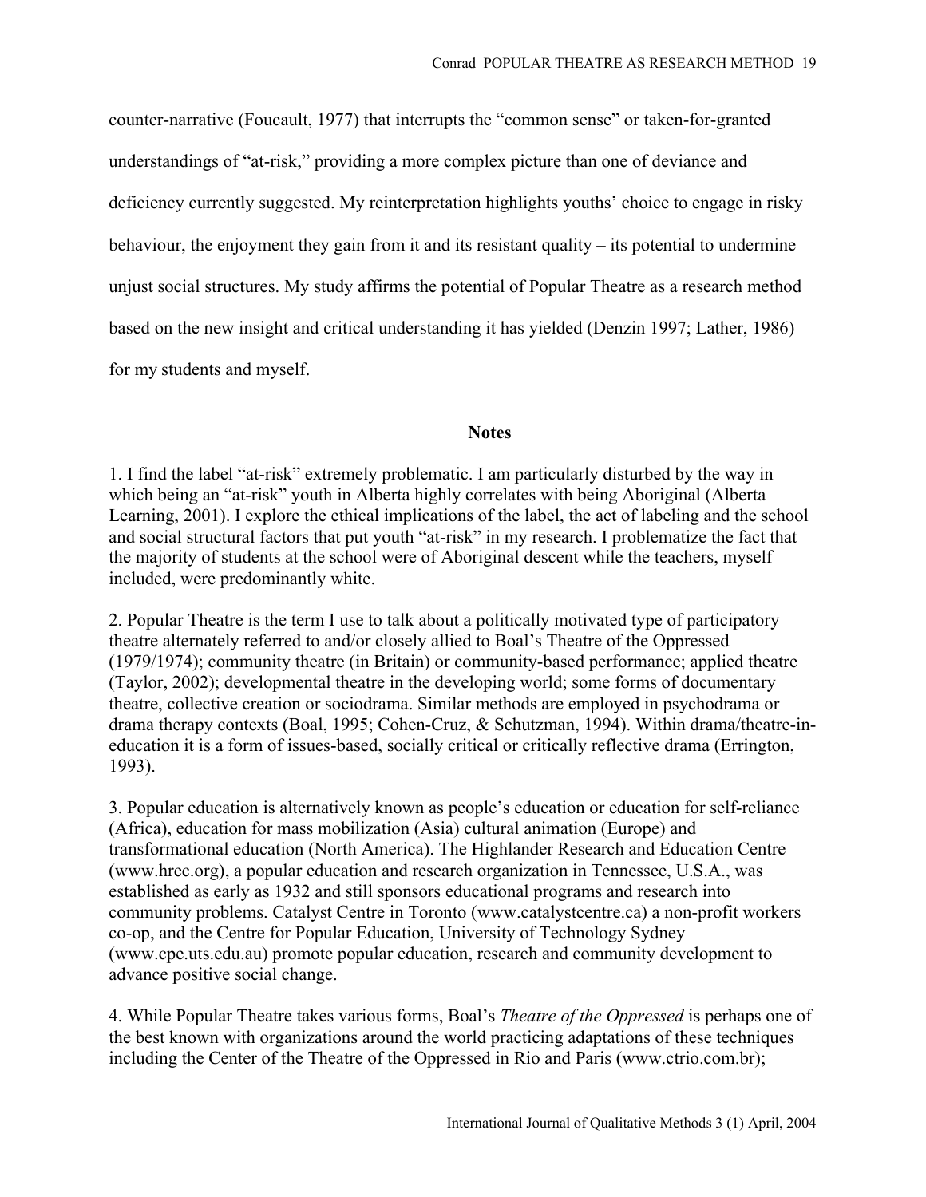counter-narrative (Foucault, 1977) that interrupts the "common sense" or taken-for-granted understandings of "at-risk," providing a more complex picture than one of deviance and deficiency currently suggested. My reinterpretation highlights youths' choice to engage in risky behaviour, the enjoyment they gain from it and its resistant quality – its potential to undermine unjust social structures. My study affirms the potential of Popular Theatre as a research method based on the new insight and critical understanding it has yielded (Denzin 1997; Lather, 1986) for my students and myself.

## Notes

1. I find the label "at-risk" extremely problematic. I am particularly disturbed by the way in which being an "at-risk" youth in Alberta highly correlates with being Aboriginal (Alberta Learning, 2001). I explore the ethical implications of the label, the act of labeling and the school and social structural factors that put youth "at-risk" in my research. I problematize the fact that the majority of students at the school were of Aboriginal descent while the teachers, myself included, were predominantly white.

2. Popular Theatre is the term I use to talk about a politically motivated type of participatory theatre alternately referred to and/or closely allied to Boal's Theatre of the Oppressed (1979/1974); community theatre (in Britain) or community-based performance; applied theatre (Taylor, 2002); developmental theatre in the developing world; some forms of documentary theatre, collective creation or sociodrama. Similar methods are employed in psychodrama or drama therapy contexts (Boal, 1995; Cohen-Cruz, & Schutzman, 1994). Within drama/theatre-in-education it is a form of issues-based, socially critical or critically reflective drama (Errington, 1993).

3. Popular education is alternatively known as people's education or education for self-reliance (Africa), education for mass mobilization (Asia) cultural animation (Europe) and transformational education (North America). The Highlander Research and Education Centre (www.hrec.org), a popular education and research organization in Tennessee, U.S.A., was established as early as 1932 and still sponsors educational programs and research into community problems. Catalyst Centre in Toronto (www.catalystcentre.ca) a non-profit workers co-op, and the Centre for Popular Education, University of Technology Sydney (www.cpe.uts.edu.au) promote popular education, research and community development to advance positive social change.

4. While Popular Theatre takes various forms, Boal's *Theatre of the Oppressed* is perhaps one of the best known with organizations around the world practicing adaptations of these techniques including the Center of the Theatre of the Oppressed in Rio and Paris (www.ctrio.com.br);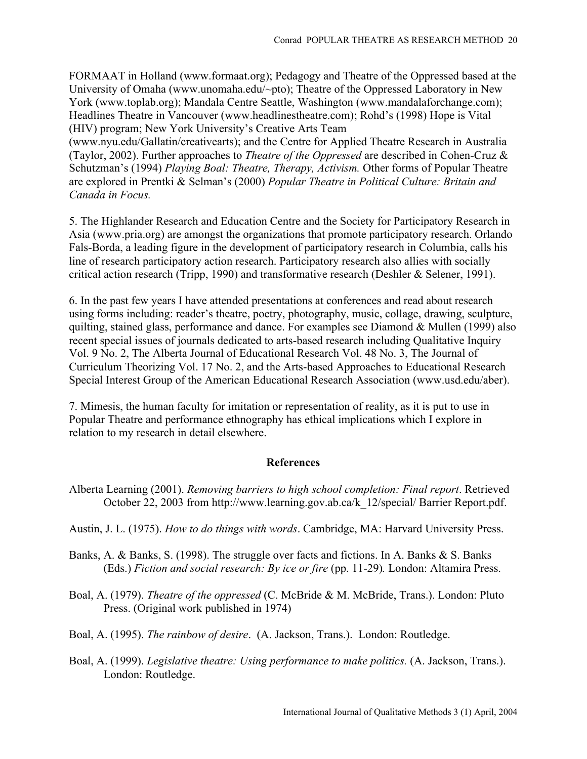FORMAAT in Holland (www.formaat.org); Pedagogy and Theatre of the Oppressed based at the University of Omaha (www.unomaha.edu/~pto); Theatre of the Oppressed Laboratory in New York (www.toplab.org); Mandala Centre Seattle, Washington (www.mandalaforchange.com); Headlines Theatre in Vancouver (www.headlinestheatre.com); Rohd's (1998) Hope is Vital (HIV) program; New York University's Creative Arts Team (www.nyu.edu/Gallatin/creativearts); and the Centre for Applied Theatre Research in Australia (Taylor, 2002). Further approaches to *Theatre of the Oppressed* are described in Cohen-Cruz & Schutzman's (1994) *Playing Boal: Theatre, Therapy, Activism.* Other forms of Popular Theatre are explored in Prentki & Selman's (2000) *Popular Theatre in Political Culture: Britain and Canada in Focus.*

5. The Highlander Research and Education Centre and the Society for Participatory Research in Asia (www.pria.org) are amongst the organizations that promote participatory research. Orlando Fals-Borda, a leading figure in the development of participatory research in Columbia, calls his line of research participatory action research. Participatory research also allies with socially critical action research (Tripp, 1990) and transformative research (Deshler & Selener, 1991).

6. In the past few years I have attended presentations at conferences and read about research using forms including: reader's theatre, poetry, photography, music, collage, drawing, sculpture, quilting, stained glass, performance and dance. For examples see Diamond & Mullen (1999) also recent special issues of journals dedicated to arts-based research including Qualitative Inquiry Vol. 9 No. 2, The Alberta Journal of Educational Research Vol. 48 No. 3, The Journal of Curriculum Theorizing Vol. 17 No. 2, and the Arts-based Approaches to Educational Research Special Interest Group of the American Educational Research Association (www.usd.edu/aber).

7. Mimesis, the human faculty for imitation or representation of reality, as it is put to use in Popular Theatre and performance ethnography has ethical implications which I explore in relation to my research in detail elsewhere.

## References

Alberta Learning (2001). *Removing barriers to high school completion: Final report*. Retrieved October 22, 2003 from http://www.learning.gov.ab.ca/k_12/special/ Barrier Report.pdf.

Austin, J. L. (1975). *How to do things with words*. Cambridge, MA: Harvard University Press.

Banks, A. & Banks, S. (1998). The struggle over facts and fictions. In A. Banks & S. Banks (Eds.) *Fiction and social research: By ice or fire* (pp. 11-29)*.* London: Altamira Press.

Boal, A. (1979). *Theatre of the oppressed* (C. McBride & M. McBride, Trans.). London: Pluto Press. (Original work published in 1974)

Boal, A. (1995). *The rainbow of desire*. (A. Jackson, Trans.). London: Routledge.

Boal, A. (1999). *Legislative theatre: Using performance to make politics.* (A. Jackson, Trans.). London: Routledge.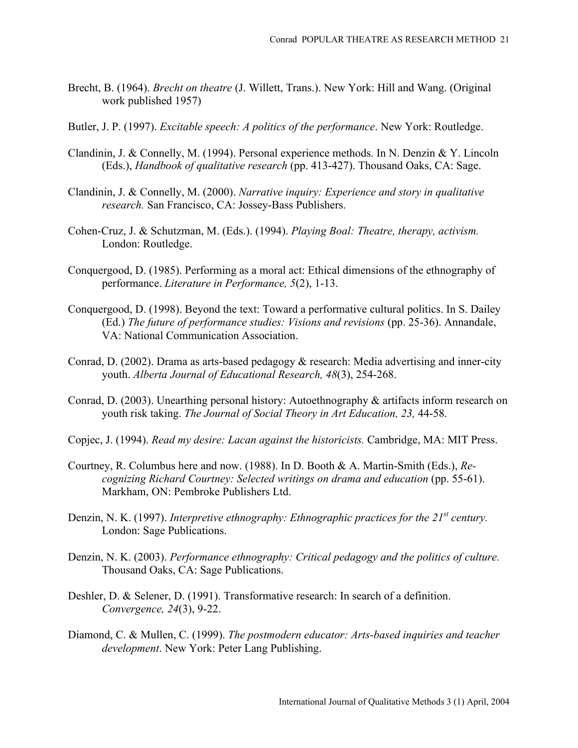Brecht, B. (1964). *Brecht on theatre* (J. Willett, Trans.). New York: Hill and Wang. (Original work published 1957)

Butler, J. P. (1997). *Excitable speech: A politics of the performance*. New York: Routledge.

Clandinin, J. & Connelly, M. (1994). Personal experience methods. In N. Denzin & Y. Lincoln (Eds.), *Handbook of qualitative research* (pp. 413-427). Thousand Oaks, CA: Sage.

Clandinin, J. & Connelly, M. (2000). *Narrative inquiry: Experience and story in qualitative research.* San Francisco, CA: Jossey-Bass Publishers.

Cohen-Cruz, J. & Schutzman, M. (Eds.). (1994). *Playing Boal: Theatre, therapy, activism.* London: Routledge.

Conquergood, D. (1985). Performing as a moral act: Ethical dimensions of the ethnography of performance. *Literature in Performance, 5*(2), 1-13.

Conquergood, D. (1998). Beyond the text: Toward a performative cultural politics. In S. Dailey (Ed.) *The future of performance studies: Visions and revisions* (pp. 25-36). Annandale, VA: National Communication Association.

Conrad, D. (2002). Drama as arts-based pedagogy & research: Media advertising and inner-city youth. *Alberta Journal of Educational Research, 48*(3), 254-268.

Conrad, D. (2003). Unearthing personal history: Autoethnography & artifacts inform research on youth risk taking. *The Journal of Social Theory in Art Education, 23,* 44-58.

Copjec, J. (1994). *Read my desire: Lacan against the historicists.* Cambridge, MA: MIT Press.

Courtney, R. Columbus here and now. (1988). In D. Booth & A. Martin-Smith (Eds.), *Re-cognizing Richard Courtney: Selected writings on drama and education* (pp. 55-61). Markham, ON: Pembroke Publishers Ltd.

Denzin, N. K. (1997). *Interpretive ethnography: Ethnographic practices for the 21st century.* London: Sage Publications.

Denzin, N. K. (2003). *Performance ethnography: Critical pedagogy and the politics of culture.* Thousand Oaks, CA: Sage Publications.

Deshler, D. & Selener, D. (1991). Transformative research: In search of a definition. *Convergence, 24*(3), 9-22.

Diamond, C. & Mullen, C. (1999). *The postmodern educator: Arts-based inquiries and teacher development*. New York: Peter Lang Publishing.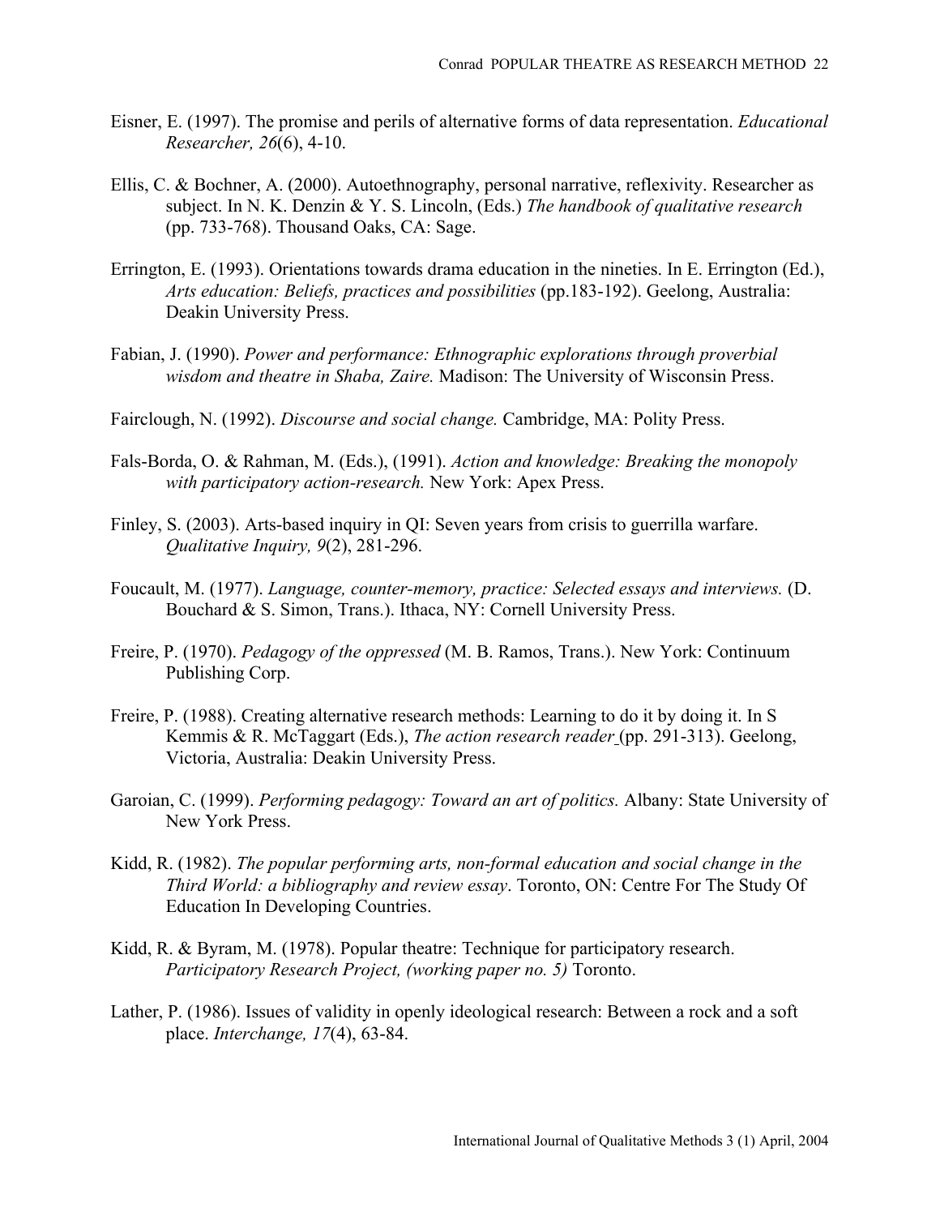Eisner, E. (1997). The promise and perils of alternative forms of data representation. *Educational Researcher, 26*(6), 4-10.

Ellis, C. & Bochner, A. (2000). Autoethnography, personal narrative, reflexivity. Researcher as subject. In N. K. Denzin & Y. S. Lincoln, (Eds.) *The handbook of qualitative research* (pp. 733-768). Thousand Oaks, CA: Sage.

Errington, E. (1993). Orientations towards drama education in the nineties. In E. Errington (Ed.), *Arts education: Beliefs, practices and possibilities* (pp.183-192). Geelong, Australia: Deakin University Press.

Fabian, J. (1990). *Power and performance: Ethnographic explorations through proverbial wisdom and theatre in Shaba, Zaire.* Madison: The University of Wisconsin Press.

Fairclough, N. (1992). *Discourse and social change.* Cambridge, MA: Polity Press.

Fals-Borda, O. & Rahman, M. (Eds.), (1991). *Action and knowledge: Breaking the monopoly with participatory action-research.* New York: Apex Press.

Finley, S. (2003). Arts-based inquiry in QI: Seven years from crisis to guerrilla warfare. *Qualitative Inquiry, 9*(2), 281-296.

Foucault, M. (1977). *Language, counter-memory, practice: Selected essays and interviews.* (D. Bouchard & S. Simon, Trans.). Ithaca, NY: Cornell University Press.

Freire, P. (1970). *Pedagogy of the oppressed* (M. B. Ramos, Trans.). New York: Continuum Publishing Corp.

Freire, P. (1988). Creating alternative research methods: Learning to do it by doing it. In S Kemmis & R. McTaggart (Eds.), *The action research reader* (pp. 291-313). Geelong, Victoria, Australia: Deakin University Press.

Garoian, C. (1999). *Performing pedagogy: Toward an art of politics.* Albany: State University of New York Press.

Kidd, R. (1982). *The popular performing arts, non-formal education and social change in the Third World: a bibliography and review essay*. Toronto, ON: Centre For The Study Of Education In Developing Countries.

Kidd, R. & Byram, M. (1978). Popular theatre: Technique for participatory research. *Participatory Research Project, (working paper no. 5)* Toronto.

Lather, P. (1986). Issues of validity in openly ideological research: Between a rock and a soft place. *Interchange, 17*(4), 63-84.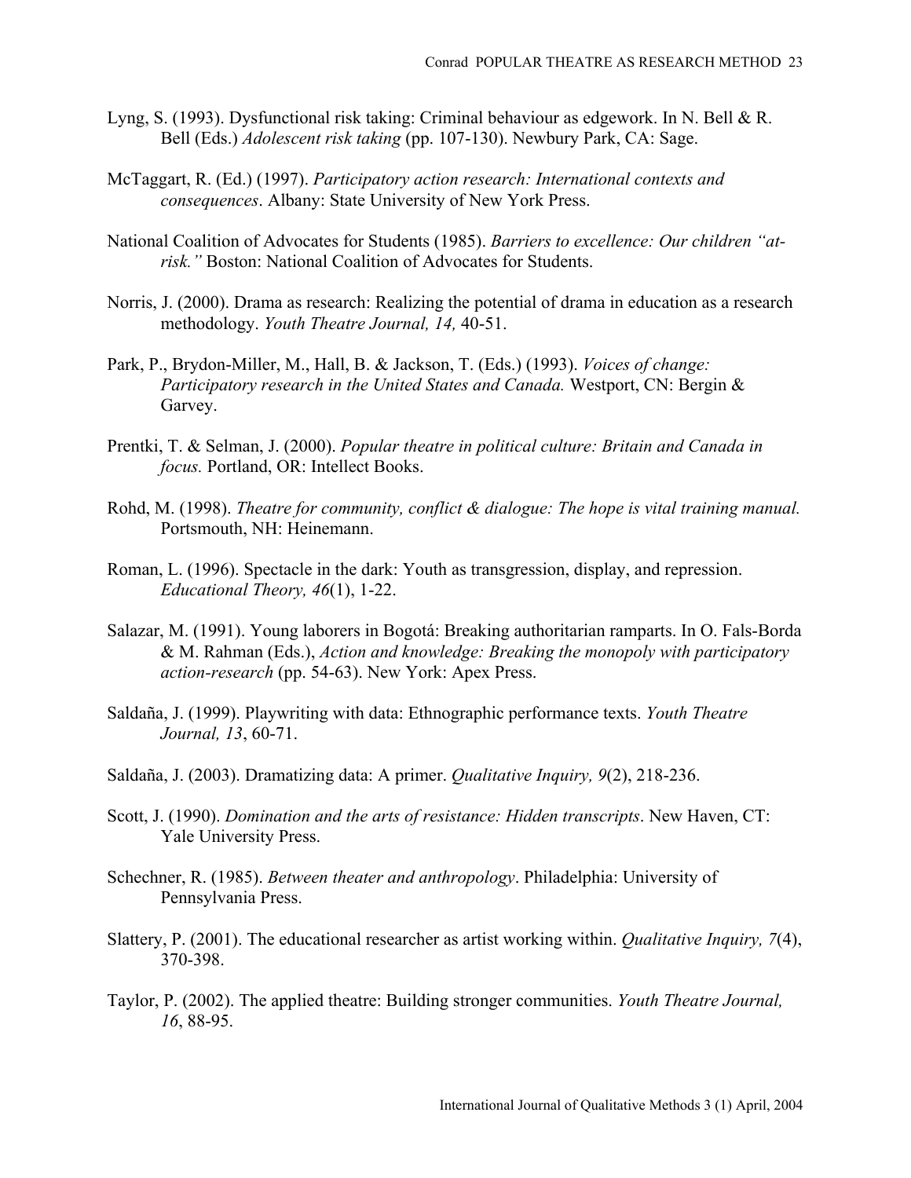Lyng, S. (1993). Dysfunctional risk taking: Criminal behaviour as edgework. In N. Bell & R. Bell (Eds.) *Adolescent risk taking* (pp. 107-130). Newbury Park, CA: Sage.

McTaggart, R. (Ed.) (1997). *Participatory action research: International contexts and consequences*. Albany: State University of New York Press.

National Coalition of Advocates for Students (1985). *Barriers to excellence: Our children "at-risk."* Boston: National Coalition of Advocates for Students.

Norris, J. (2000). Drama as research: Realizing the potential of drama in education as a research methodology. *Youth Theatre Journal, 14,* 40-51.

Park, P., Brydon-Miller, M., Hall, B. & Jackson, T. (Eds.) (1993). *Voices of change: Participatory research in the United States and Canada.* Westport, CN: Bergin & Garvey.

Prentki, T. & Selman, J. (2000). *Popular theatre in political culture: Britain and Canada in focus.* Portland, OR: Intellect Books.

Rohd, M. (1998). *Theatre for community, conflict & dialogue: The hope is vital training manual.* Portsmouth, NH: Heinemann.

Roman, L. (1996). Spectacle in the dark: Youth as transgression, display, and repression. *Educational Theory, 46*(1), 1-22.

Salazar, M. (1991). Young laborers in Bogotá: Breaking authoritarian ramparts. In O. Fals-Borda & M. Rahman (Eds.), *Action and knowledge: Breaking the monopoly with participatory action-research* (pp. 54-63). New York: Apex Press.

Saldaña, J. (1999). Playwriting with data: Ethnographic performance texts. *Youth Theatre Journal, 13*, 60-71.

Saldaña, J. (2003). Dramatizing data: A primer. *Qualitative Inquiry, 9*(2), 218-236.

Scott, J. (1990). *Domination and the arts of resistance: Hidden transcripts*. New Haven, CT: Yale University Press.

Schechner, R. (1985). *Between theater and anthropology*. Philadelphia: University of Pennsylvania Press.

Slattery, P. (2001). The educational researcher as artist working within. *Qualitative Inquiry, 7*(4), 370-398.

Taylor, P. (2002). The applied theatre: Building stronger communities. *Youth Theatre Journal, 16*, 88-95.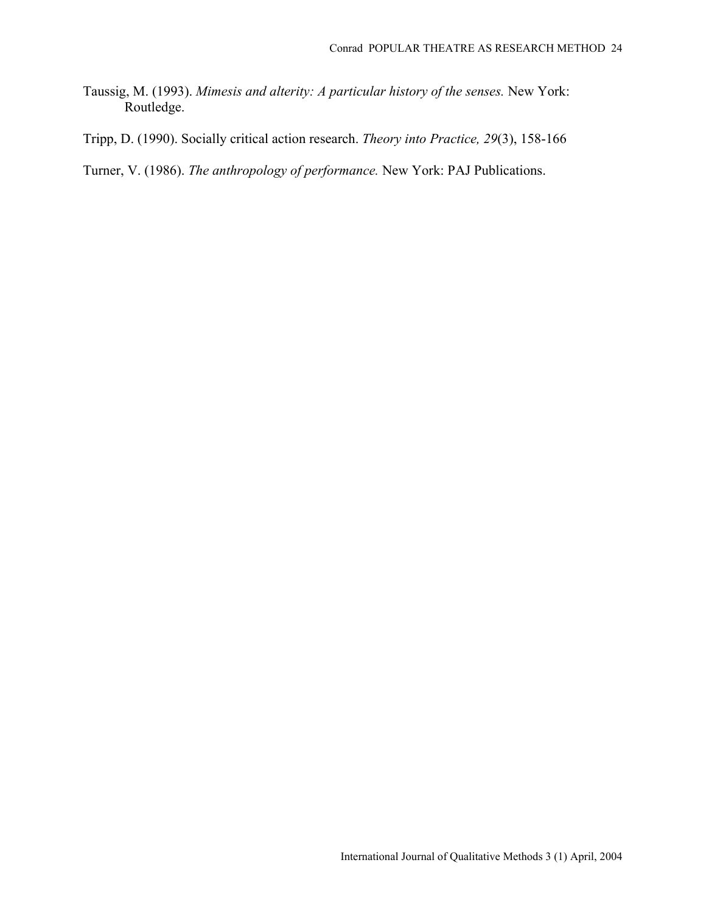Taussig, M. (1993). *Mimesis and alterity: A particular history of the senses.* New York: Routledge.

Tripp, D. (1990). Socially critical action research. *Theory into Practice, 29*(3), 158-166

Turner, V. (1986). *The anthropology of performance.* New York: PAJ Publications.